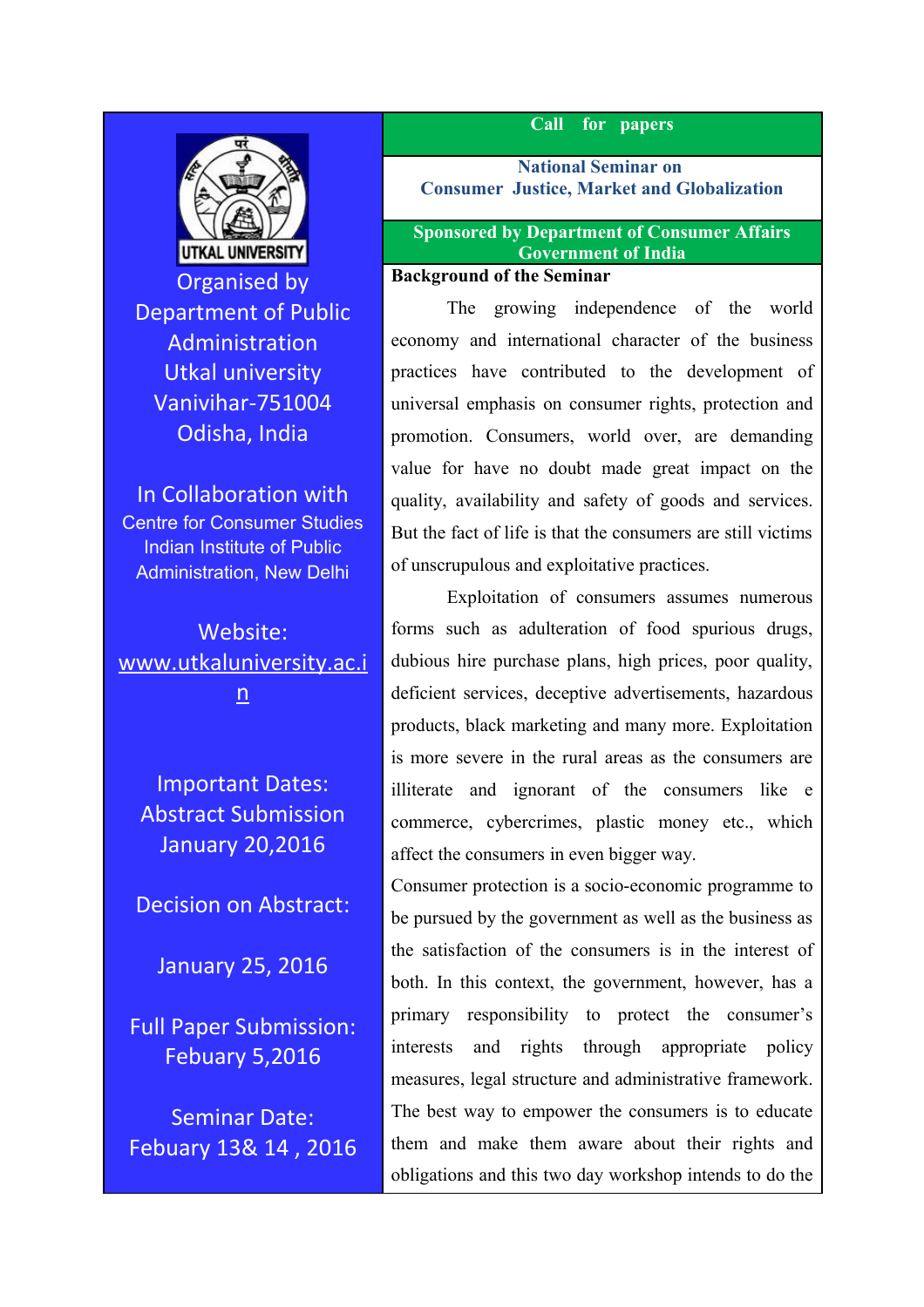## Call for papers

### National Seminar on
### Consumer Justice, Market and Globalization

**Sponsored by Department of Consumer Affairs**
**Government of India**

Organised by
Department of Public Administration
Utkal university
Vanivihar-751004
Odisha, India

In Collaboration with
Centre for Consumer Studies
Indian Institute of Public Administration, New Delhi

Website: www.utkaluniversity.ac.in

**Important Dates:**

Abstract Submission
January 20,2016

Decision on Abstract:

January 25, 2016

Full Paper Submission:
Febuary 5,2016

Seminar Date:
Febuary 13& 14 , 2016

**Background of the Seminar**

The growing independence of the world economy and international character of the business practices have contributed to the development of universal emphasis on consumer rights, protection and promotion. Consumers, world over, are demanding value for have no doubt made great impact on the quality, availability and safety of goods and services. But the fact of life is that the consumers are still victims of unscrupulous and exploitative practices.

Exploitation of consumers assumes numerous forms such as adulteration of food spurious drugs, dubious hire purchase plans, high prices, poor quality, deficient services, deceptive advertisements, hazardous products, black marketing and many more. Exploitation is more severe in the rural areas as the consumers are illiterate and ignorant of the consumers like e commerce, cybercrimes, plastic money etc., which affect the consumers in even bigger way.

Consumer protection is a socio-economic programme to be pursued by the government as well as the business as the satisfaction of the consumers is in the interest of both. In this context, the government, however, has a primary responsibility to protect the consumer's interests and rights through appropriate policy measures, legal structure and administrative framework. The best way to empower the consumers is to educate them and make them aware about their rights and obligations and this two day workshop intends to do the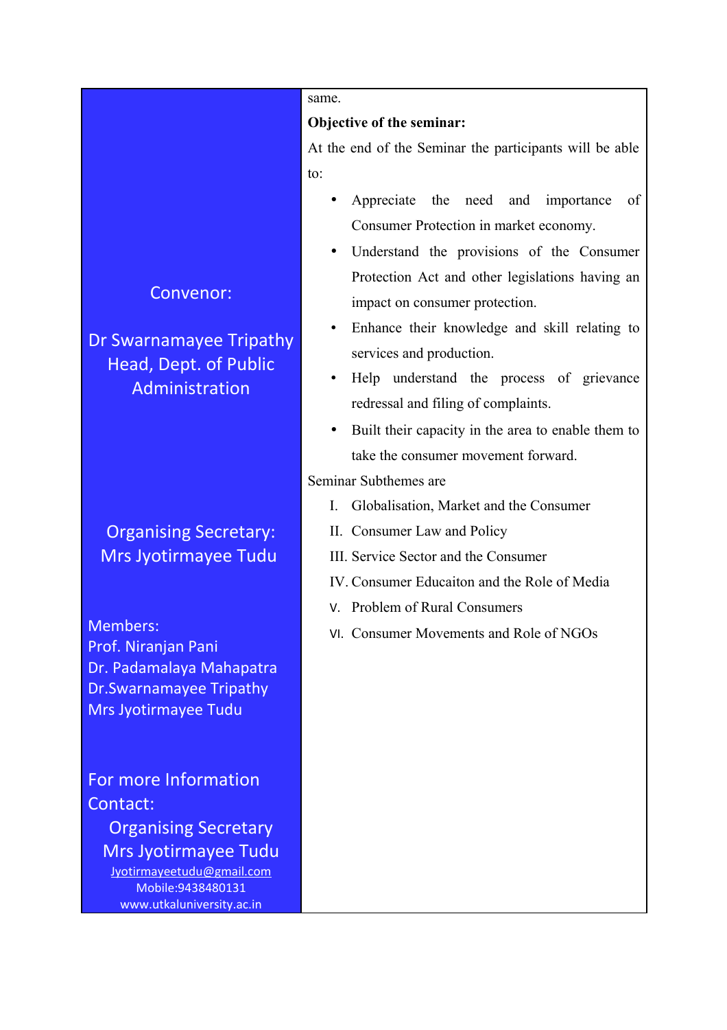same.

**Objective of the seminar:**

At the end of the Seminar the participants will be able to:

- Appreciate the need and importance of Consumer Protection in market economy.
- Understand the provisions of the Consumer Protection Act and other legislations having an impact on consumer protection.
- Enhance their knowledge and skill relating to services and production.
- Help understand the process of grievance redressal and filing of complaints.
- Built their capacity in the area to enable them to take the consumer movement forward.

Seminar Subthemes are

I. Globalisation, Market and the Consumer
II. Consumer Law and Policy
III. Service Sector and the Consumer
IV. Consumer Educaiton and the Role of Media
V. Problem of Rural Consumers
VI. Consumer Movements and Role of NGOs

Convenor:

Dr Swarnamayee Tripathy
Head, Dept. of Public Administration

Organising Secretary:
Mrs Jyotirmayee Tudu

Members:
Prof. Niranjan Pani
Dr. Padamalaya Mahapatra
Dr.Swarnamayee Tripathy
Mrs Jyotirmayee Tudu

For more Information Contact:
Organising Secretary
Mrs Jyotirmayee Tudu
Jyotirmayeetudu@gmail.com
Mobile:9438480131
www.utkaluniversity.ac.in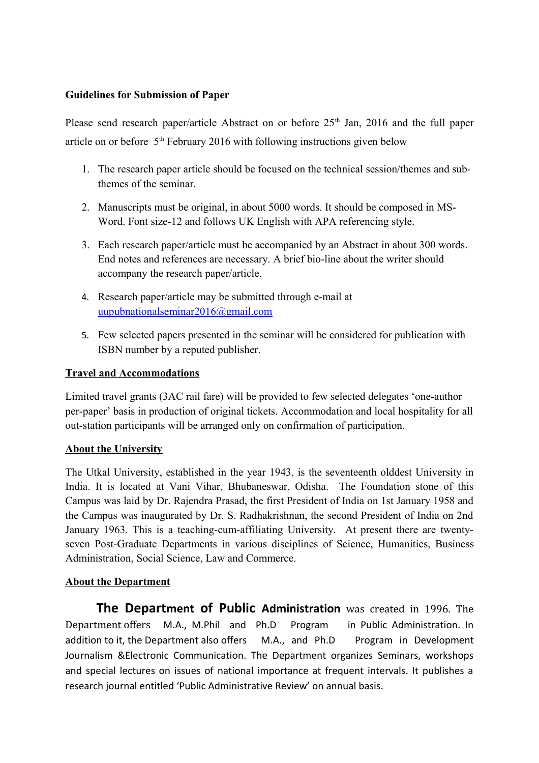**Guidelines for Submission of Paper**

Please send research paper/article Abstract on or before 25th Jan, 2016 and the full paper article on or before 5th February 2016 with following instructions given below

1. The research paper article should be focused on the technical session/themes and sub-themes of the seminar.
2. Manuscripts must be original, in about 5000 words. It should be composed in MS-Word. Font size-12 and follows UK English with APA referencing style.
3. Each research paper/article must be accompanied by an Abstract in about 300 words. End notes and references are necessary. A brief bio-line about the writer should accompany the research paper/article.
4. Research paper/article may be submitted through e-mail at uupubnationalseminar2016@gmail.com
5. Few selected papers presented in the seminar will be considered for publication with ISBN number by a reputed publisher.

**Travel and Accommodations**

Limited travel grants (3AC rail fare) will be provided to few selected delegates 'one-author per-paper' basis in production of original tickets. Accommodation and local hospitality for all out-station participants will be arranged only on confirmation of participation.

**About the University**

The Utkal University, established in the year 1943, is the seventeenth olddest University in India. It is located at Vani Vihar, Bhubaneswar, Odisha. The Foundation stone of this Campus was laid by Dr. Rajendra Prasad, the first President of India on 1st January 1958 and the Campus was inaugurated by Dr. S. Radhakrishnan, the second President of India on 2nd January 1963. This is a teaching-cum-affiliating University. At present there are twenty-seven Post-Graduate Departments in various disciplines of Science, Humanities, Business Administration, Social Science, Law and Commerce.

**About the Department**

**The Department of Public Administration** was created in 1996. The Department offers M.A., M.Phil and Ph.D Program in Public Administration. In addition to it, the Department also offers M.A., and Ph.D Program in Development Journalism &Electronic Communication. The Department organizes Seminars, workshops and special lectures on issues of national importance at frequent intervals. It publishes a research journal entitled 'Public Administrative Review' on annual basis.